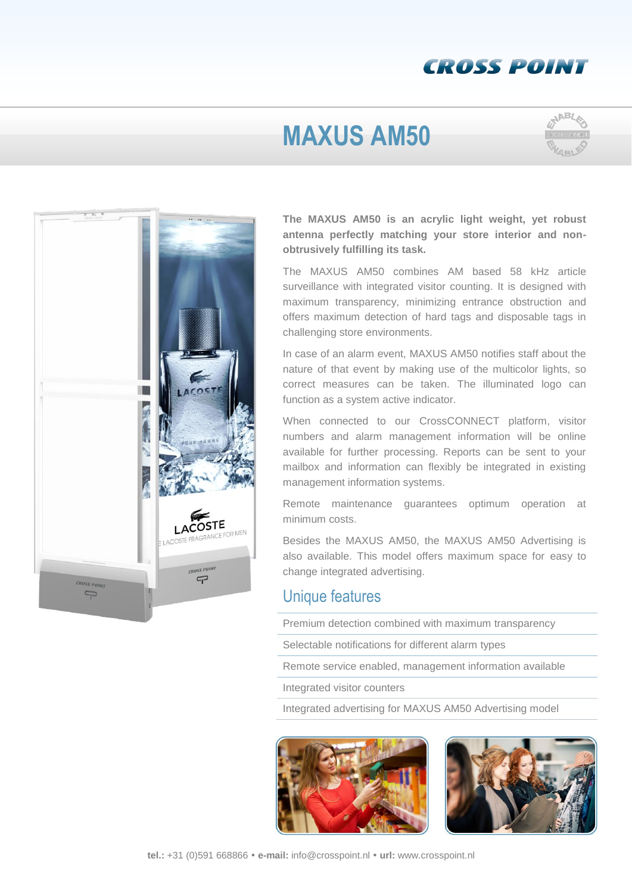CROSS POINT

# MAXUS AM50

**The MAXUS AM50 is an acrylic light weight, yet robust antenna perfectly matching your store interior and non-obtrusively fulfilling its task.**

The MAXUS AM50 combines AM based 58 kHz article surveillance with integrated visitor counting. It is designed with maximum transparency, minimizing entrance obstruction and offers maximum detection of hard tags and disposable tags in challenging store environments.

In case of an alarm event, MAXUS AM50 notifies staff about the nature of that event by making use of the multicolor lights, so correct measures can be taken. The illuminated logo can function as a system active indicator.

When connected to our CrossCONNECT platform, visitor numbers and alarm management information will be online available for further processing. Reports can be sent to your mailbox and information can flexibly be integrated in existing management information systems.

Remote maintenance guarantees optimum operation at minimum costs.

Besides the MAXUS AM50, the MAXUS AM50 Advertising is also available. This model offers maximum space for easy to change integrated advertising.

## Unique features

- Premium detection combined with maximum transparency
- Selectable notifications for different alarm types
- Remote service enabled, management information available
- Integrated visitor counters
- Integrated advertising for MAXUS AM50 Advertising model

**tel.:** +31 (0)591 668866 • **e-mail:** info@crosspoint.nl • **url:** www.crosspoint.nl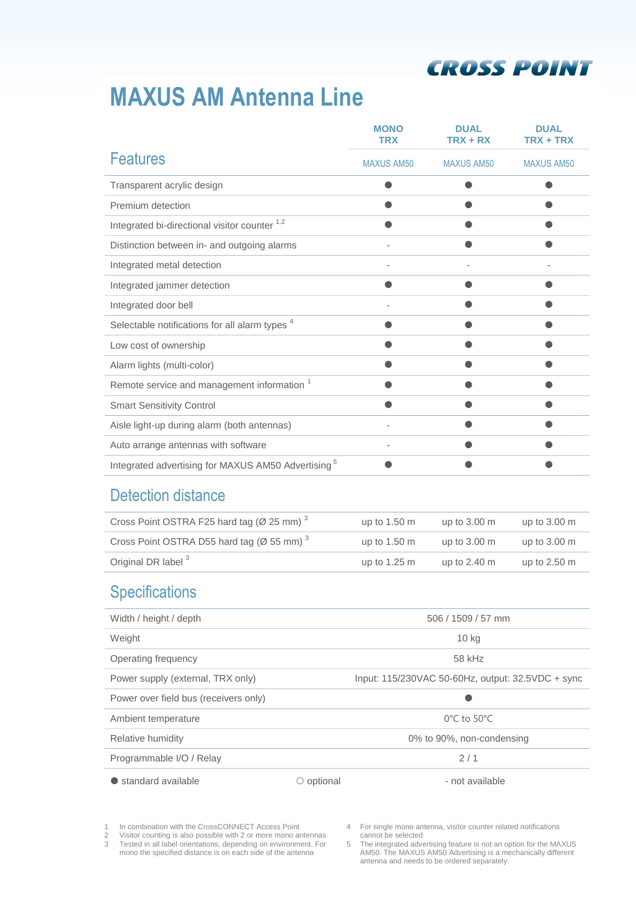CROSS POINT

# MAXUS AM Antenna Line

| Features | MONO TRX<br>MAXUS AM50 | DUAL TRX + RX<br>MAXUS AM50 | DUAL TRX + TRX<br>MAXUS AM50 |
|---|---|---|---|
| Transparent acrylic design | ● | ● | ● |
| Premium detection | ● | ● | ● |
| Integrated bi-directional visitor counter [1,2] | ● | ● | ● |
| Distinction between in- and outgoing alarms | - | ● | ● |
| Integrated metal detection | - | - | - |
| Integrated jammer detection | ● | ● | ● |
| Integrated door bell | - | ● | ● |
| Selectable notifications for all alarm types [4] | ● | ● | ● |
| Low cost of ownership | ● | ● | ● |
| Alarm lights (multi-color) | ● | ● | ● |
| Remote service and management information [1] | ● | ● | ● |
| Smart Sensitivity Control | ● | ● | ● |
| Aisle light-up during alarm (both antennas) | - | ● | ● |
| Auto arrange antennas with software | - | ● | ● |
| Integrated advertising for MAXUS AM50 Advertising [5] | ● | ● | ● |

## Detection distance

| | | | |
|---|---|---|---|
| Cross Point OSTRA F25 hard tag (Ø 25 mm) [3] | up to 1.50 m | up to 3.00 m | up to 3.00 m |
| Cross Point OSTRA D55 hard tag (Ø 55 mm) [3] | up to 1.50 m | up to 3.00 m | up to 3.00 m |
| Original DR label [3] | up to 1.25 m | up to 2.40 m | up to 2.50 m |

## Specifications

| | |
|---|---|
| Width / height / depth | 506 / 1509 / 57 mm |
| Weight | 10 kg |
| Operating frequency | 58 kHz |
| Power supply (external, TRX only) | Input: 115/230VAC 50-60Hz, output: 32.5VDC + sync |
| Power over field bus (receivers only) | ● |
| Ambient temperature | 0°C to 50°C |
| Relative humidity | 0% to 90%, non-condensing |
| Programmable I/O / Relay | 2 / 1 |

● standard available  ○ optional  - not available

1 In combination with the CrossCONNECT Access Point
2 Visitor counting is also possible with 2 or more mono antennas
3 Tested in all label orientations, depending on environment. For mono the specified distance is on each side of the antenna
4 For single mono antenna, visitor counter related notifications cannot be selected
5 The integrated advertising feature is not an option for the MAXUS AM50. The MAXUS AM50 Advertising is a mechanically different antenna and needs to be ordered separately.